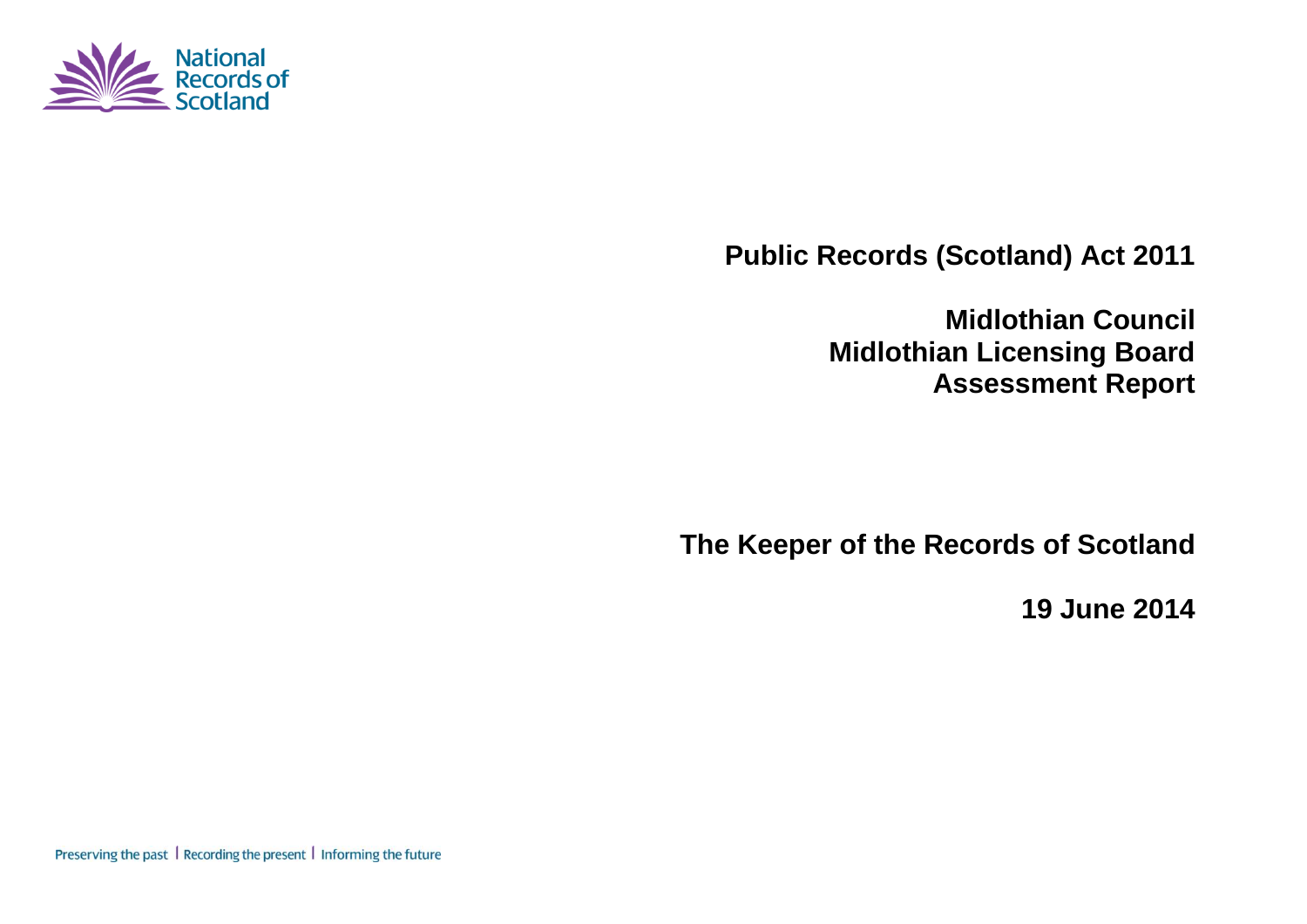National Records of Scotland

# Public Records (Scotland) Act 2011

## Midlothian Council
## Midlothian Licensing Board
## Assessment Report

**The Keeper of the Records of Scotland**

**19 June 2014**

Preserving the past | Recording the present | Informing the future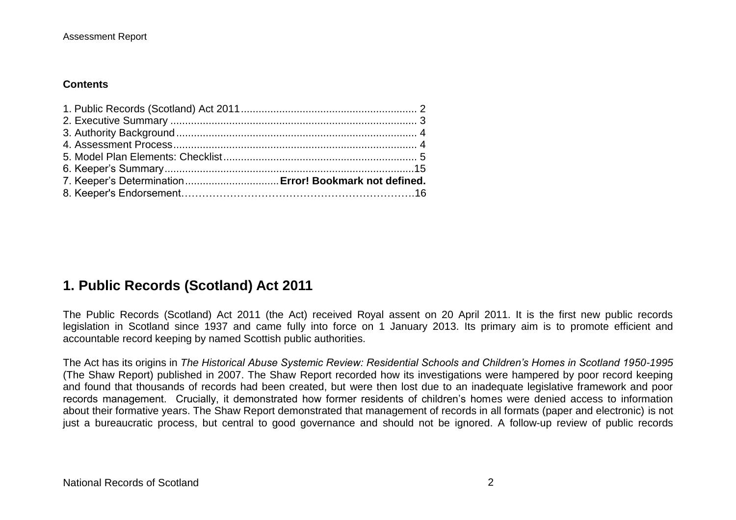**Contents**

1. Public Records (Scotland) Act 2011 ........................................................ 2
2. Executive Summary ................................................................................ 3
3. Authority Background ............................................................................. 4
4. Assessment Process ............................................................................... 4
5. Model Plan Elements: Checklist .............................................................. 5
6. Keeper's Summary .................................................................................15
7. Keeper's Determination ................................ **Error! Bookmark not defined.**
8. Keeper's Endorsement……………………………………………………….16

## 1. Public Records (Scotland) Act 2011

The Public Records (Scotland) Act 2011 (the Act) received Royal assent on 20 April 2011. It is the first new public records legislation in Scotland since 1937 and came fully into force on 1 January 2013. Its primary aim is to promote efficient and accountable record keeping by named Scottish public authorities.

The Act has its origins in *The Historical Abuse Systemic Review: Residential Schools and Children's Homes in Scotland 1950-1995* (The Shaw Report) published in 2007. The Shaw Report recorded how its investigations were hampered by poor record keeping and found that thousands of records had been created, but were then lost due to an inadequate legislative framework and poor records management. Crucially, it demonstrated how former residents of children's homes were denied access to information about their formative years. The Shaw Report demonstrated that management of records in all formats (paper and electronic) is not just a bureaucratic process, but central to good governance and should not be ignored. A follow-up review of public records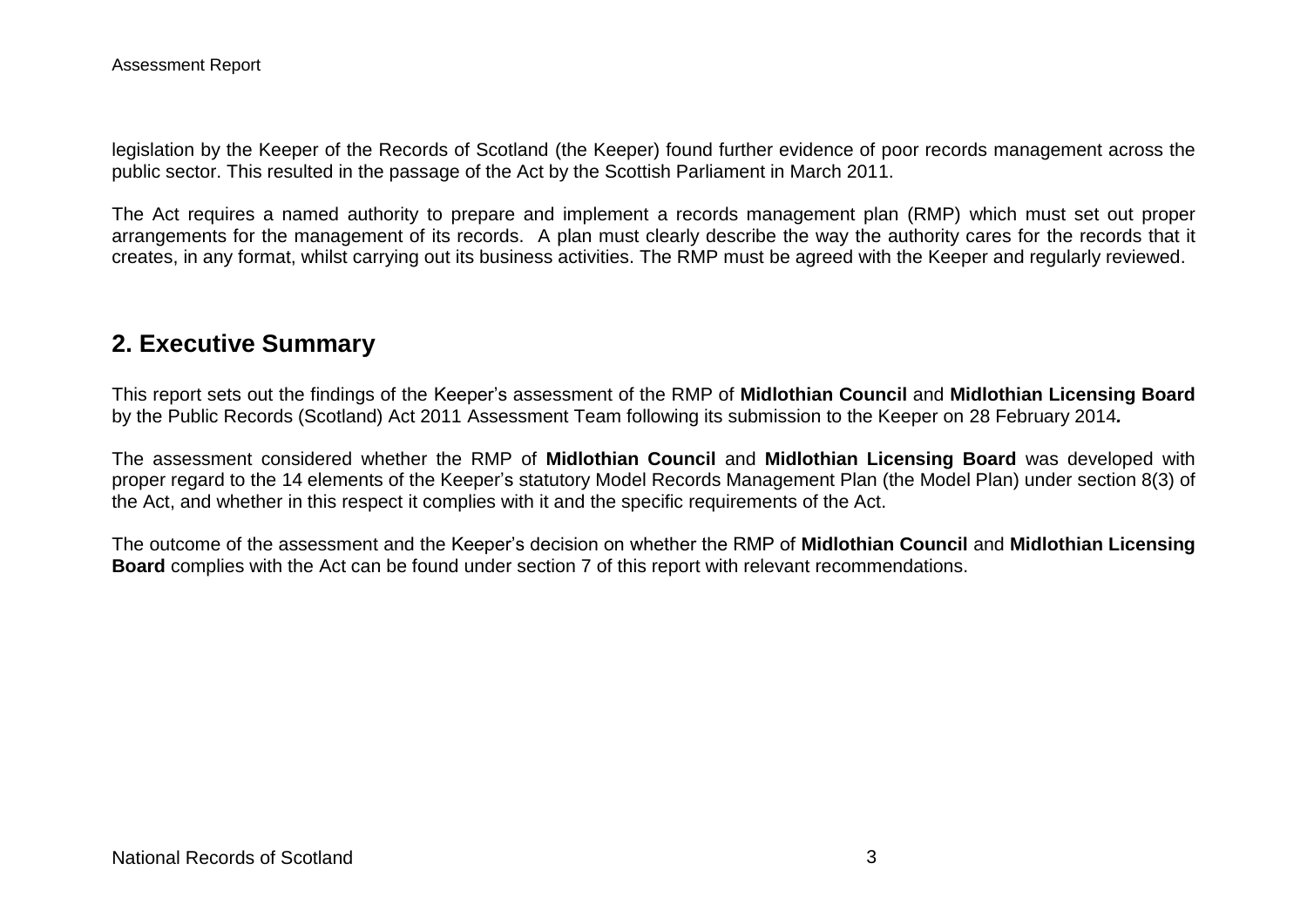legislation by the Keeper of the Records of Scotland (the Keeper) found further evidence of poor records management across the public sector. This resulted in the passage of the Act by the Scottish Parliament in March 2011.

The Act requires a named authority to prepare and implement a records management plan (RMP) which must set out proper arrangements for the management of its records. A plan must clearly describe the way the authority cares for the records that it creates, in any format, whilst carrying out its business activities. The RMP must be agreed with the Keeper and regularly reviewed.

## 2. Executive Summary

This report sets out the findings of the Keeper's assessment of the RMP of **Midlothian Council** and **Midlothian Licensing Board** by the Public Records (Scotland) Act 2011 Assessment Team following its submission to the Keeper on 28 February 2014***.***

The assessment considered whether the RMP of **Midlothian Council** and **Midlothian Licensing Board** was developed with proper regard to the 14 elements of the Keeper's statutory Model Records Management Plan (the Model Plan) under section 8(3) of the Act, and whether in this respect it complies with it and the specific requirements of the Act.

The outcome of the assessment and the Keeper's decision on whether the RMP of **Midlothian Council** and **Midlothian Licensing Board** complies with the Act can be found under section 7 of this report with relevant recommendations.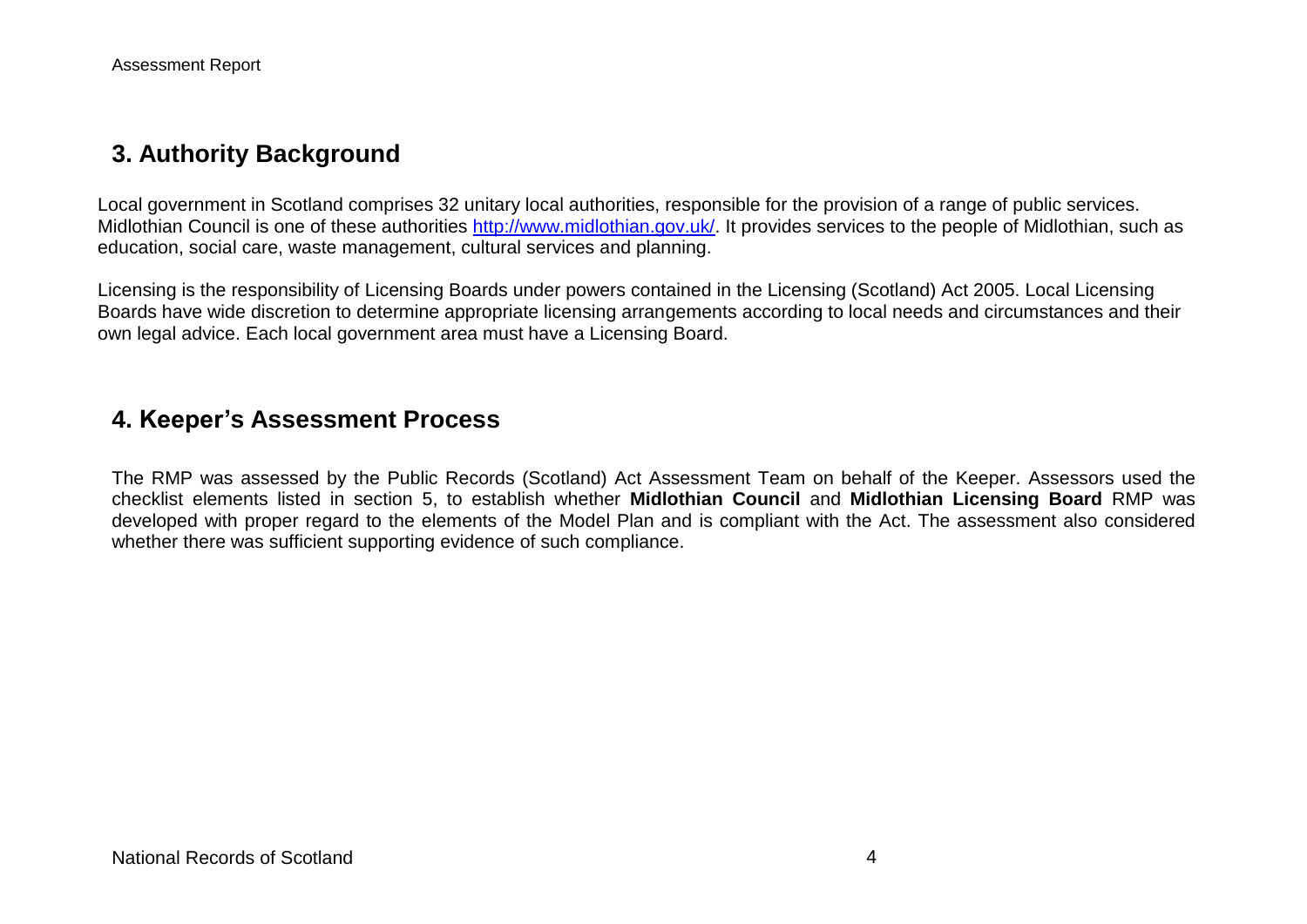## 3. Authority Background

Local government in Scotland comprises 32 unitary local authorities, responsible for the provision of a range of public services. Midlothian Council is one of these authorities [http://www.midlothian.gov.uk/](http://www.midlothian.gov.uk/). It provides services to the people of Midlothian, such as education, social care, waste management, cultural services and planning.

Licensing is the responsibility of Licensing Boards under powers contained in the Licensing (Scotland) Act 2005. Local Licensing Boards have wide discretion to determine appropriate licensing arrangements according to local needs and circumstances and their own legal advice. Each local government area must have a Licensing Board.

## 4. Keeper's Assessment Process

The RMP was assessed by the Public Records (Scotland) Act Assessment Team on behalf of the Keeper. Assessors used the checklist elements listed in section 5, to establish whether **Midlothian Council** and **Midlothian Licensing Board** RMP was developed with proper regard to the elements of the Model Plan and is compliant with the Act. The assessment also considered whether there was sufficient supporting evidence of such compliance.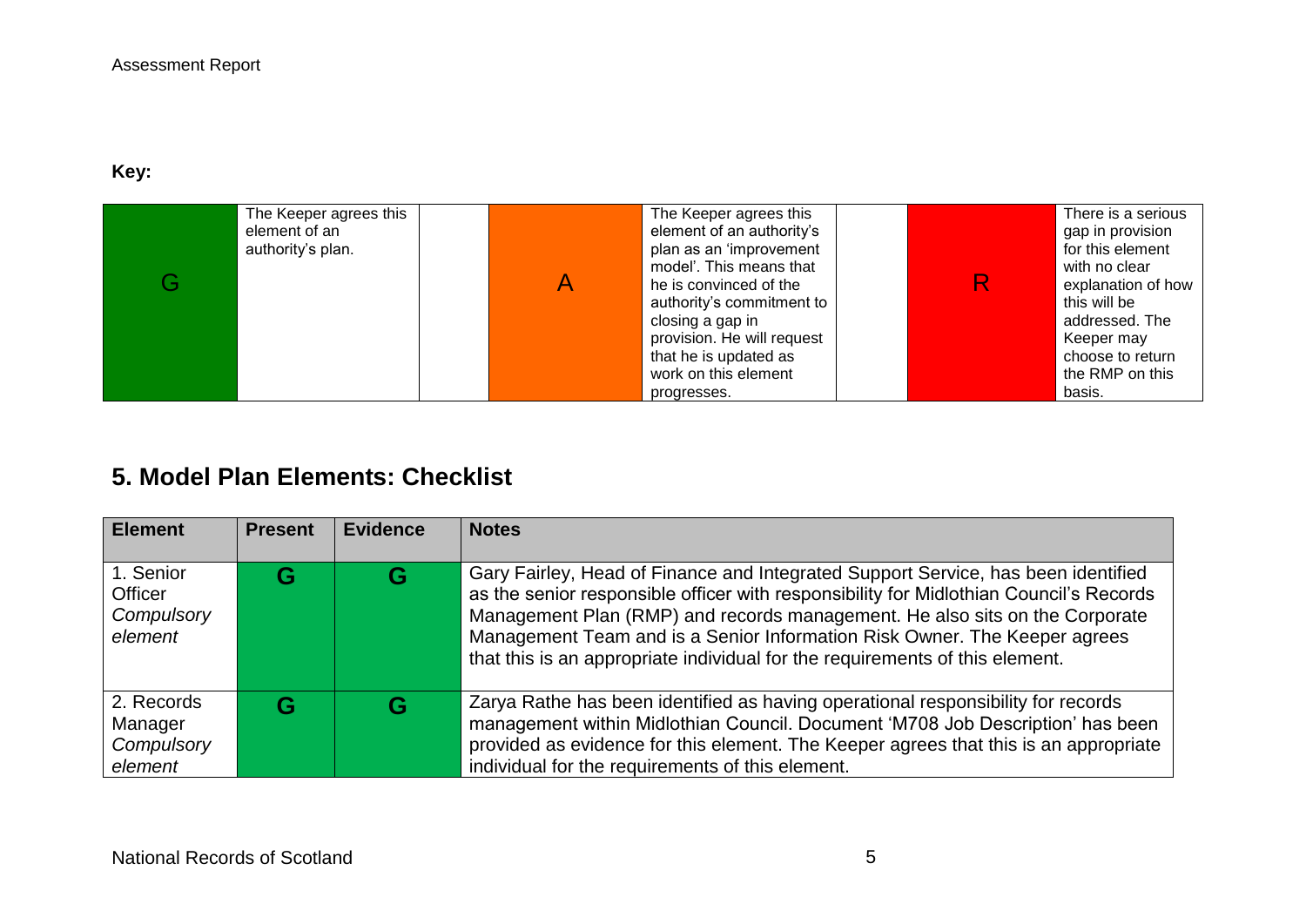**Key:**

| G | The Keeper agrees this element of an authority's plan. | | A | The Keeper agrees this element of an authority's plan as an 'improvement model'. This means that he is convinced of the authority's commitment to closing a gap in provision. He will request that he is updated as work on this element progresses. | | R | There is a serious gap in provision for this element with no clear explanation of how this will be addressed. The Keeper may choose to return the RMP on this basis. |
|---|---|---|---|---|---|---|---|

## 5. Model Plan Elements: Checklist

| Element | Present | Evidence | Notes |
|---|---|---|---|
| 1. Senior Officer *Compulsory element* | G | G | Gary Fairley, Head of Finance and Integrated Support Service, has been identified as the senior responsible officer with responsibility for Midlothian Council's Records Management Plan (RMP) and records management. He also sits on the Corporate Management Team and is a Senior Information Risk Owner. The Keeper agrees that this is an appropriate individual for the requirements of this element. |
| 2. Records Manager *Compulsory element* | G | G | Zarya Rathe has been identified as having operational responsibility for records management within Midlothian Council. Document 'M708 Job Description' has been provided as evidence for this element. The Keeper agrees that this is an appropriate individual for the requirements of this element. |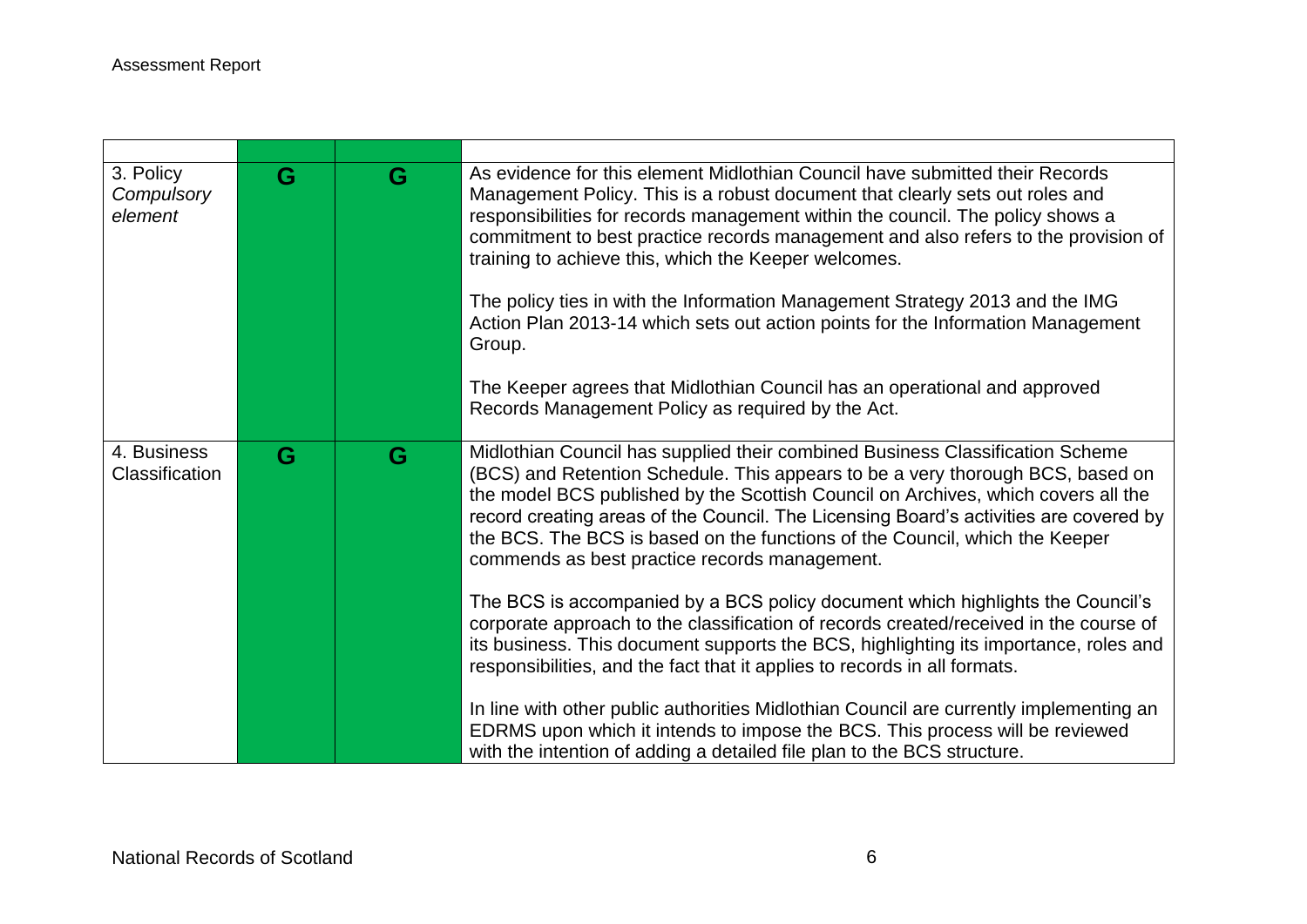| | | | |
|---|---|---|---|
| 3. Policy *Compulsory element* | G | G | As evidence for this element Midlothian Council have submitted their Records Management Policy. This is a robust document that clearly sets out roles and responsibilities for records management within the council. The policy shows a commitment to best practice records management and also refers to the provision of training to achieve this, which the Keeper welcomes.<br><br>The policy ties in with the Information Management Strategy 2013 and the IMG Action Plan 2013-14 which sets out action points for the Information Management Group.<br><br>The Keeper agrees that Midlothian Council has an operational and approved Records Management Policy as required by the Act. |
| 4. Business Classification | G | G | Midlothian Council has supplied their combined Business Classification Scheme (BCS) and Retention Schedule. This appears to be a very thorough BCS, based on the model BCS published by the Scottish Council on Archives, which covers all the record creating areas of the Council. The Licensing Board's activities are covered by the BCS. The BCS is based on the functions of the Council, which the Keeper commends as best practice records management.<br><br>The BCS is accompanied by a BCS policy document which highlights the Council's corporate approach to the classification of records created/received in the course of its business. This document supports the BCS, highlighting its importance, roles and responsibilities, and the fact that it applies to records in all formats.<br><br>In line with other public authorities Midlothian Council are currently implementing an EDRMS upon which it intends to impose the BCS. This process will be reviewed with the intention of adding a detailed file plan to the BCS structure. |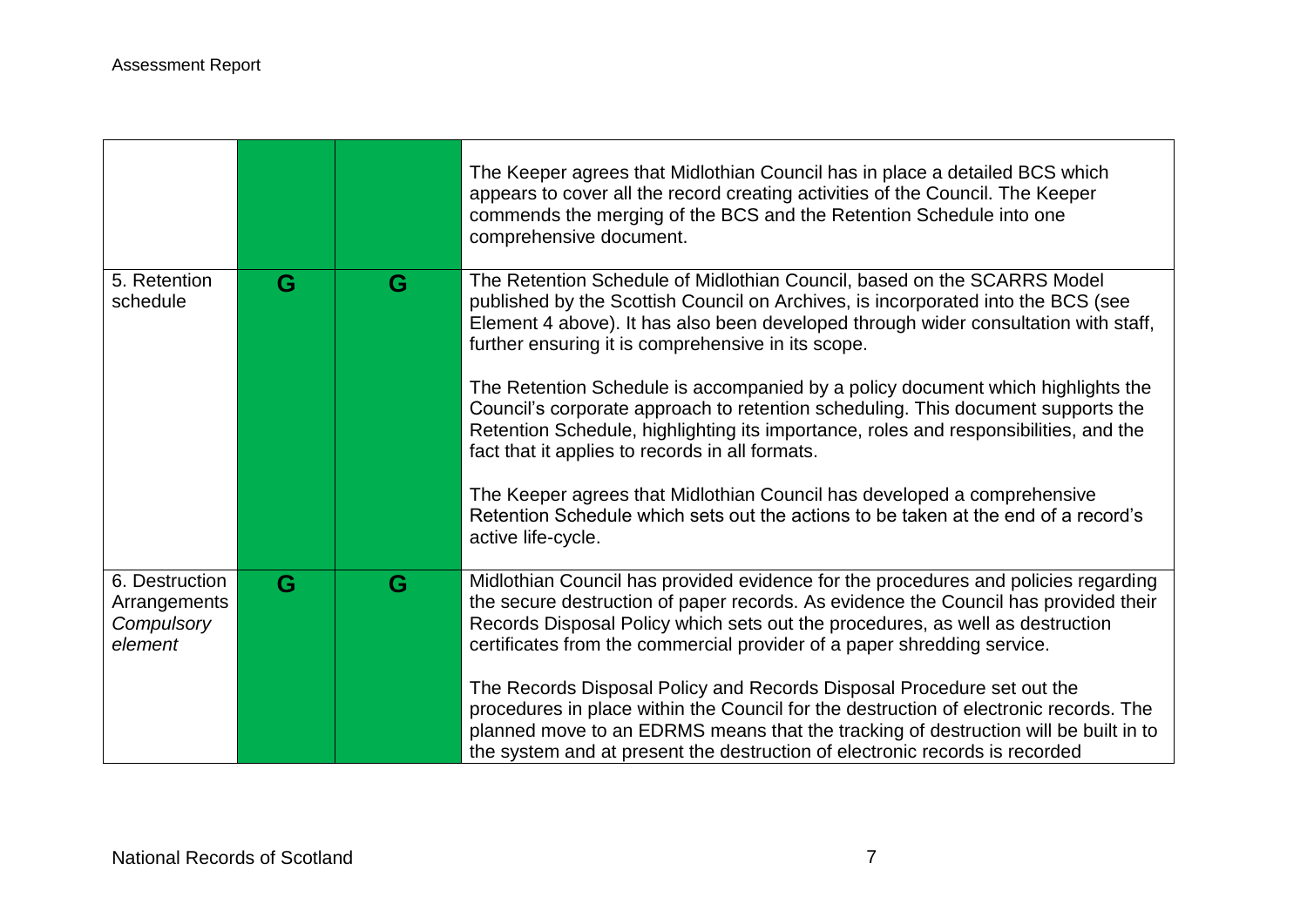| | | | |
|---|---|---|---|
| | | | The Keeper agrees that Midlothian Council has in place a detailed BCS which appears to cover all the record creating activities of the Council. The Keeper commends the merging of the BCS and the Retention Schedule into one comprehensive document. |
| 5. Retention schedule | G | G | The Retention Schedule of Midlothian Council, based on the SCARRS Model published by the Scottish Council on Archives, is incorporated into the BCS (see Element 4 above). It has also been developed through wider consultation with staff, further ensuring it is comprehensive in its scope.<br><br>The Retention Schedule is accompanied by a policy document which highlights the Council's corporate approach to retention scheduling. This document supports the Retention Schedule, highlighting its importance, roles and responsibilities, and the fact that it applies to records in all formats.<br><br>The Keeper agrees that Midlothian Council has developed a comprehensive Retention Schedule which sets out the actions to be taken at the end of a record's active life-cycle. |
| 6. Destruction Arrangements *Compulsory element* | G | G | Midlothian Council has provided evidence for the procedures and policies regarding the secure destruction of paper records. As evidence the Council has provided their Records Disposal Policy which sets out the procedures, as well as destruction certificates from the commercial provider of a paper shredding service.<br><br>The Records Disposal Policy and Records Disposal Procedure set out the procedures in place within the Council for the destruction of electronic records. The planned move to an EDRMS means that the tracking of destruction will be built in to the system and at present the destruction of electronic records is recorded |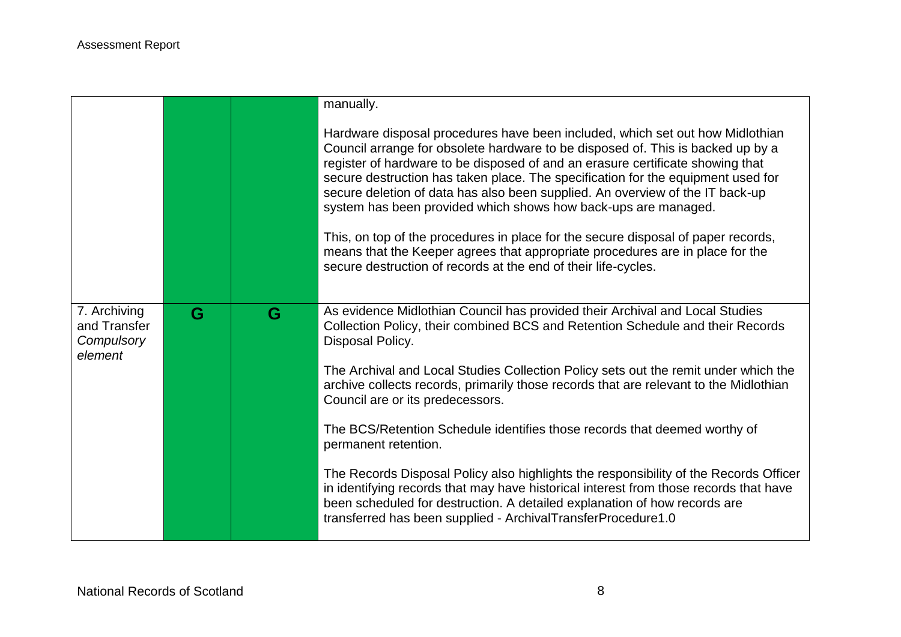| | | | |
|---|---|---|---|
| | | | manually.<br><br>Hardware disposal procedures have been included, which set out how Midlothian Council arrange for obsolete hardware to be disposed of. This is backed up by a register of hardware to be disposed of and an erasure certificate showing that secure destruction has taken place. The specification for the equipment used for secure deletion of data has also been supplied. An overview of the IT back-up system has been provided which shows how back-ups are managed.<br><br>This, on top of the procedures in place for the secure disposal of paper records, means that the Keeper agrees that appropriate procedures are in place for the secure destruction of records at the end of their life-cycles. |
| 7. Archiving and Transfer *Compulsory element* | G | G | As evidence Midlothian Council has provided their Archival and Local Studies Collection Policy, their combined BCS and Retention Schedule and their Records Disposal Policy.<br><br>The Archival and Local Studies Collection Policy sets out the remit under which the archive collects records, primarily those records that are relevant to the Midlothian Council are or its predecessors.<br><br>The BCS/Retention Schedule identifies those records that deemed worthy of permanent retention.<br><br>The Records Disposal Policy also highlights the responsibility of the Records Officer in identifying records that may have historical interest from those records that have been scheduled for destruction. A detailed explanation of how records are transferred has been supplied - ArchivalTransferProcedure1.0 |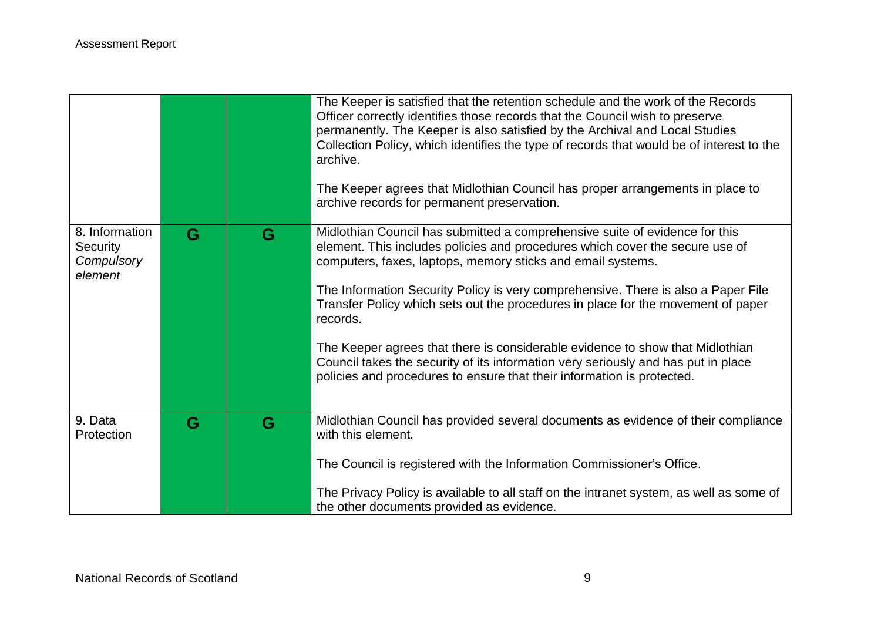| | | | |
|---|---|---|---|
| | | | The Keeper is satisfied that the retention schedule and the work of the Records Officer correctly identifies those records that the Council wish to preserve permanently. The Keeper is also satisfied by the Archival and Local Studies Collection Policy, which identifies the type of records that would be of interest to the archive.<br><br>The Keeper agrees that Midlothian Council has proper arrangements in place to archive records for permanent preservation. |
| 8. Information Security *Compulsory element* | G | G | Midlothian Council has submitted a comprehensive suite of evidence for this element. This includes policies and procedures which cover the secure use of computers, faxes, laptops, memory sticks and email systems.<br><br>The Information Security Policy is very comprehensive. There is also a Paper File Transfer Policy which sets out the procedures in place for the movement of paper records.<br><br>The Keeper agrees that there is considerable evidence to show that Midlothian Council takes the security of its information very seriously and has put in place policies and procedures to ensure that their information is protected. |
| 9. Data Protection | G | G | Midlothian Council has provided several documents as evidence of their compliance with this element.<br><br>The Council is registered with the Information Commissioner's Office.<br><br>The Privacy Policy is available to all staff on the intranet system, as well as some of the other documents provided as evidence. |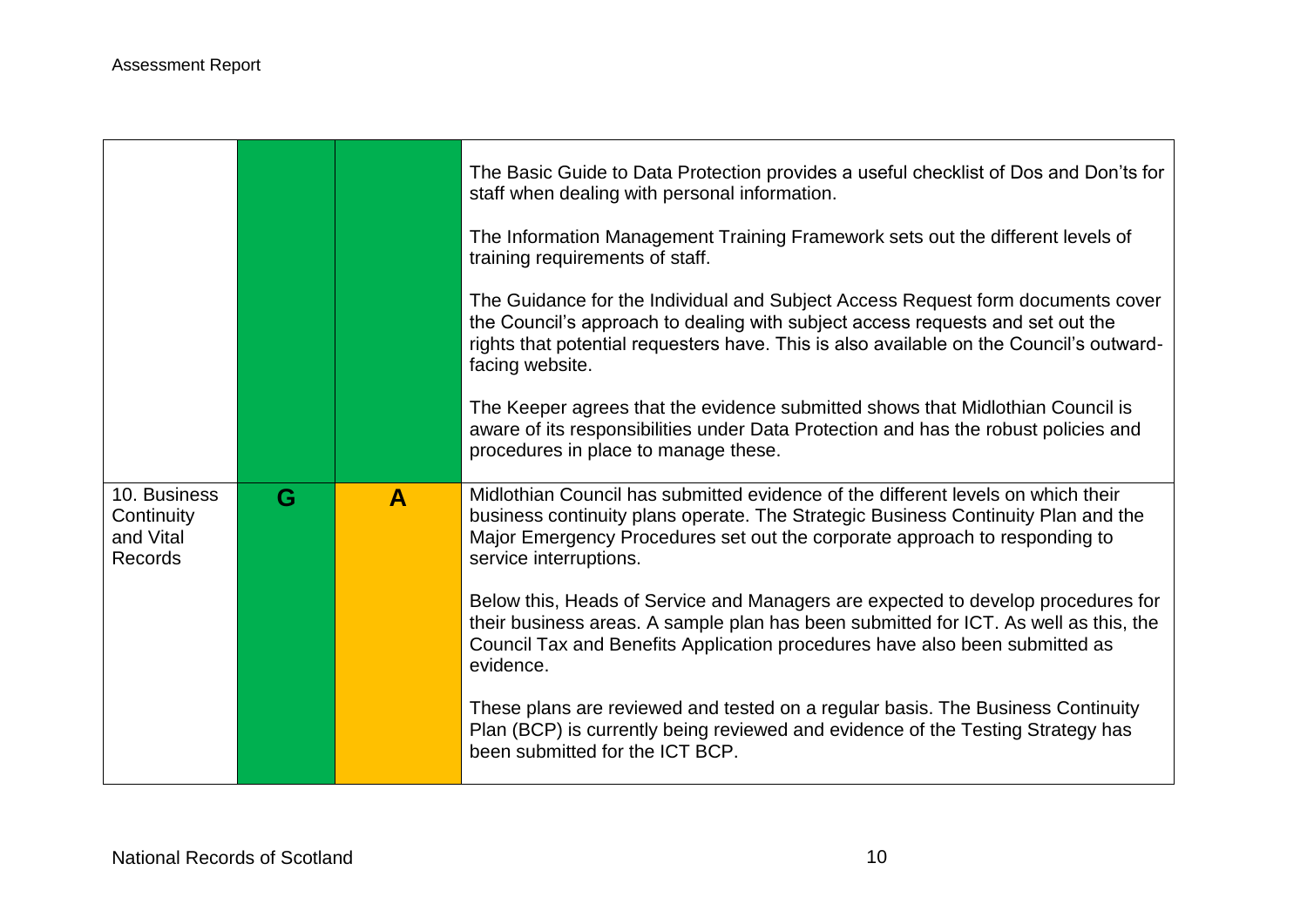| | | | |
|---|---|---|---|
| | | | The Basic Guide to Data Protection provides a useful checklist of Dos and Don'ts for staff when dealing with personal information.<br><br>The Information Management Training Framework sets out the different levels of training requirements of staff.<br><br>The Guidance for the Individual and Subject Access Request form documents cover the Council's approach to dealing with subject access requests and set out the rights that potential requesters have. This is also available on the Council's outward-facing website.<br><br>The Keeper agrees that the evidence submitted shows that Midlothian Council is aware of its responsibilities under Data Protection and has the robust policies and procedures in place to manage these. |
| 10. Business Continuity and Vital Records | **G** | **A** | Midlothian Council has submitted evidence of the different levels on which their business continuity plans operate. The Strategic Business Continuity Plan and the Major Emergency Procedures set out the corporate approach to responding to service interruptions.<br><br>Below this, Heads of Service and Managers are expected to develop procedures for their business areas. A sample plan has been submitted for ICT. As well as this, the Council Tax and Benefits Application procedures have also been submitted as evidence.<br><br>These plans are reviewed and tested on a regular basis. The Business Continuity Plan (BCP) is currently being reviewed and evidence of the Testing Strategy has been submitted for the ICT BCP. |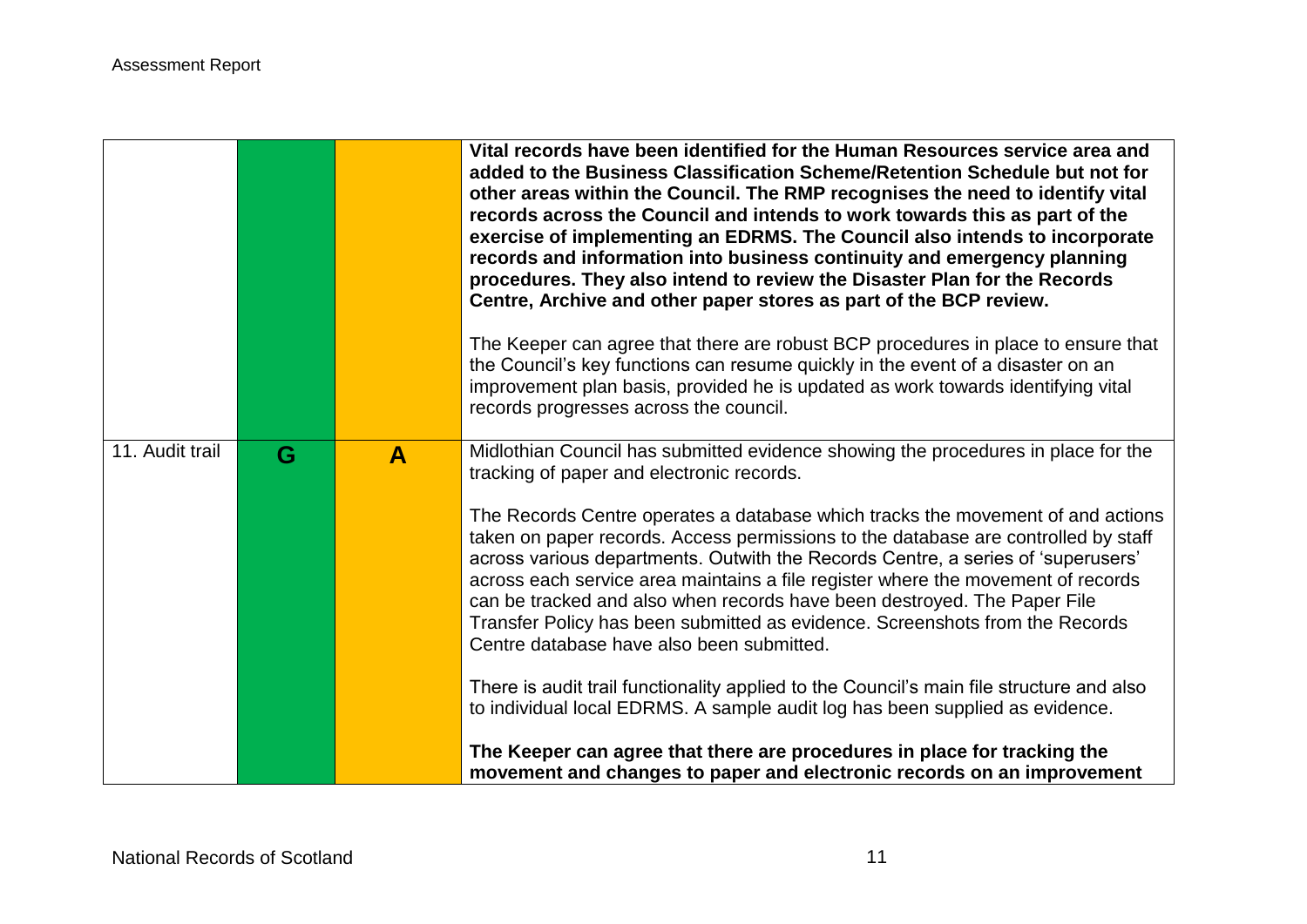| | | | |
|---|---|---|---|
| | | | **Vital records have been identified for the Human Resources service area and added to the Business Classification Scheme/Retention Schedule but not for other areas within the Council. The RMP recognises the need to identify vital records across the Council and intends to work towards this as part of the exercise of implementing an EDRMS. The Council also intends to incorporate records and information into business continuity and emergency planning procedures. They also intend to review the Disaster Plan for the Records Centre, Archive and other paper stores as part of the BCP review.**<br><br>The Keeper can agree that there are robust BCP procedures in place to ensure that the Council's key functions can resume quickly in the event of a disaster on an improvement plan basis, provided he is updated as work towards identifying vital records progresses across the council. |
| 11. Audit trail | G | A | Midlothian Council has submitted evidence showing the procedures in place for the tracking of paper and electronic records.<br><br>The Records Centre operates a database which tracks the movement of and actions taken on paper records. Access permissions to the database are controlled by staff across various departments. Outwith the Records Centre, a series of 'superusers' across each service area maintains a file register where the movement of records can be tracked and also when records have been destroyed. The Paper File Transfer Policy has been submitted as evidence. Screenshots from the Records Centre database have also been submitted.<br><br>There is audit trail functionality applied to the Council's main file structure and also to individual local EDRMS. A sample audit log has been supplied as evidence.<br><br>**The Keeper can agree that there are procedures in place for tracking the movement and changes to paper and electronic records on an improvement** |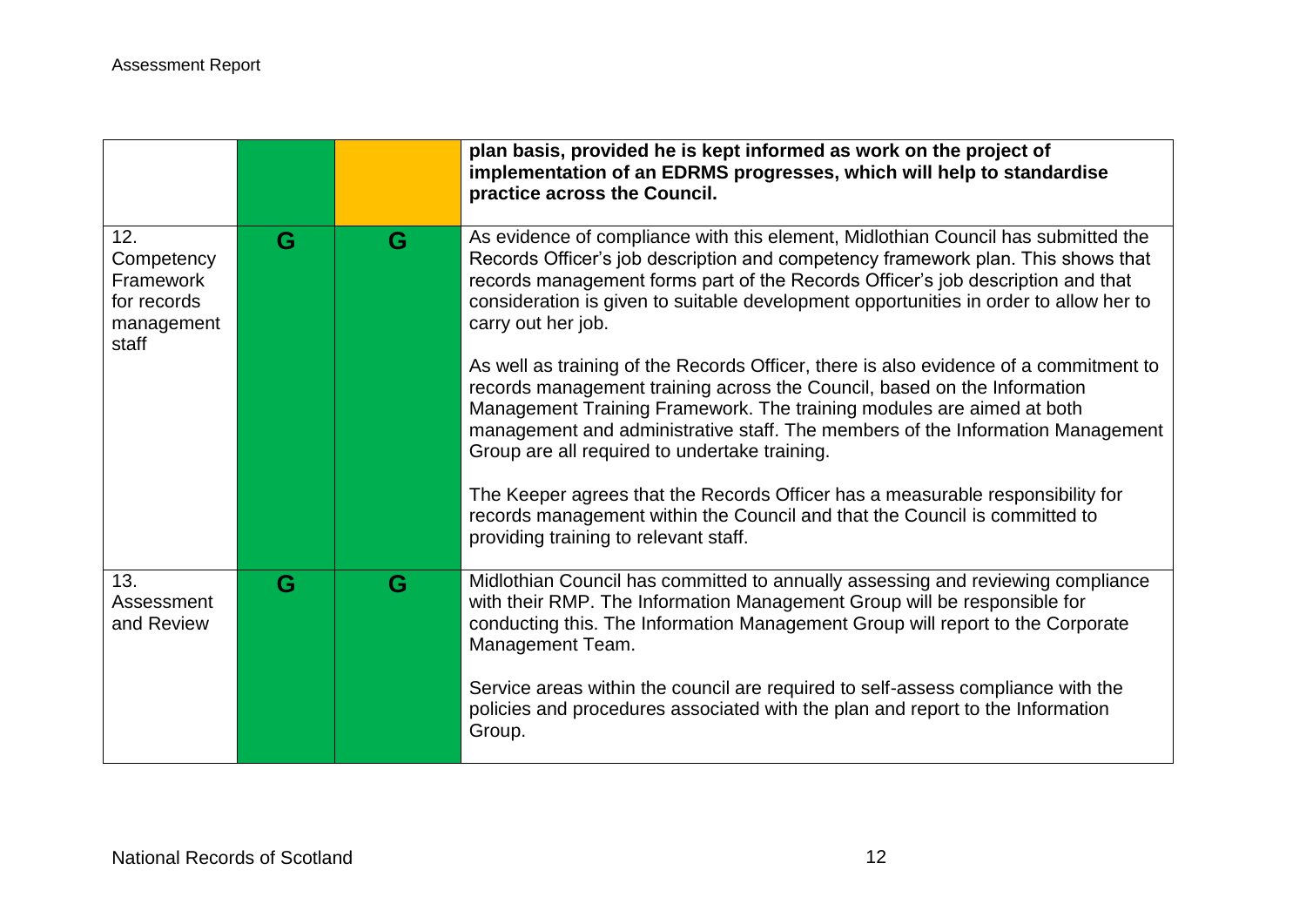| | | | |
|---|---|---|---|
| | | | **plan basis, provided he is kept informed as work on the project of implementation of an EDRMS progresses, which will help to standardise practice across the Council.** |
| 12. Competency Framework for records management staff | G | G | As evidence of compliance with this element, Midlothian Council has submitted the Records Officer's job description and competency framework plan. This shows that records management forms part of the Records Officer's job description and that consideration is given to suitable development opportunities in order to allow her to carry out her job.<br><br>As well as training of the Records Officer, there is also evidence of a commitment to records management training across the Council, based on the Information Management Training Framework. The training modules are aimed at both management and administrative staff. The members of the Information Management Group are all required to undertake training.<br><br>The Keeper agrees that the Records Officer has a measurable responsibility for records management within the Council and that the Council is committed to providing training to relevant staff. |
| 13. Assessment and Review | G | G | Midlothian Council has committed to annually assessing and reviewing compliance with their RMP. The Information Management Group will be responsible for conducting this. The Information Management Group will report to the Corporate Management Team.<br><br>Service areas within the council are required to self-assess compliance with the policies and procedures associated with the plan and report to the Information Group. |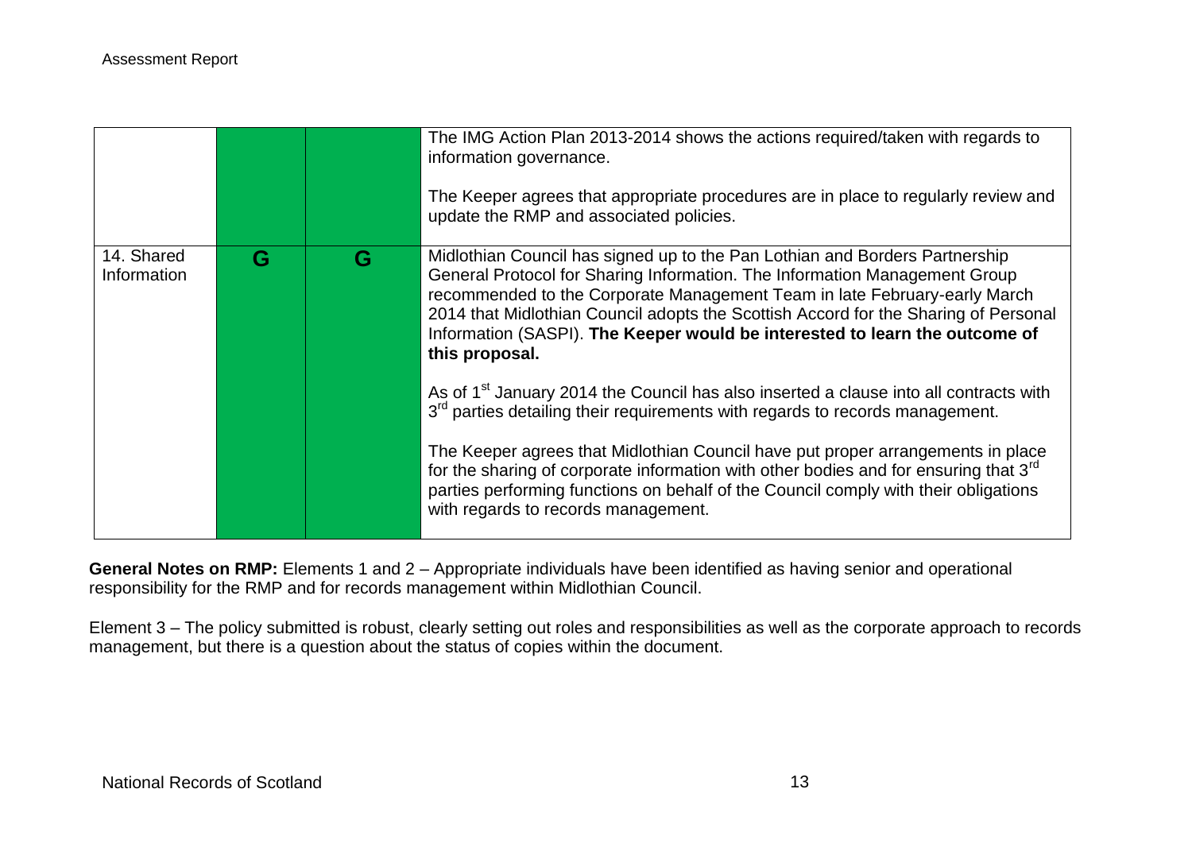|  |  |  | The IMG Action Plan 2013-2014 shows the actions required/taken with regards to information governance.<br><br>The Keeper agrees that appropriate procedures are in place to regularly review and update the RMP and associated policies. |
|---|---|---|---|
| 14. Shared Information | G | G | Midlothian Council has signed up to the Pan Lothian and Borders Partnership General Protocol for Sharing Information. The Information Management Group recommended to the Corporate Management Team in late February-early March 2014 that Midlothian Council adopts the Scottish Accord for the Sharing of Personal Information (SASPI). **The Keeper would be interested to learn the outcome of this proposal.**<br><br>As of 1st January 2014 the Council has also inserted a clause into all contracts with 3rd parties detailing their requirements with regards to records management.<br><br>The Keeper agrees that Midlothian Council have put proper arrangements in place for the sharing of corporate information with other bodies and for ensuring that 3rd parties performing functions on behalf of the Council comply with their obligations with regards to records management. |

**General Notes on RMP:** Elements 1 and 2 – Appropriate individuals have been identified as having senior and operational responsibility for the RMP and for records management within Midlothian Council.

Element 3 – The policy submitted is robust, clearly setting out roles and responsibilities as well as the corporate approach to records management, but there is a question about the status of copies within the document.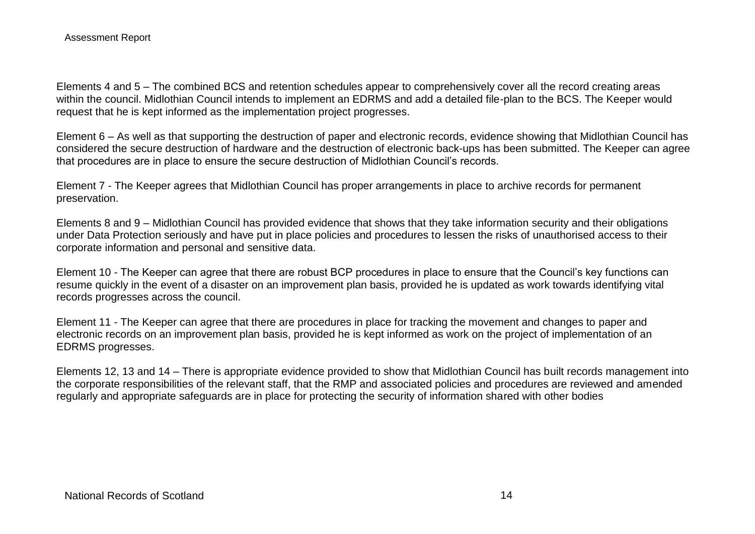Elements 4 and 5 – The combined BCS and retention schedules appear to comprehensively cover all the record creating areas within the council. Midlothian Council intends to implement an EDRMS and add a detailed file-plan to the BCS. The Keeper would request that he is kept informed as the implementation project progresses.

Element 6 – As well as that supporting the destruction of paper and electronic records, evidence showing that Midlothian Council has considered the secure destruction of hardware and the destruction of electronic back-ups has been submitted. The Keeper can agree that procedures are in place to ensure the secure destruction of Midlothian Council's records.

Element 7 - The Keeper agrees that Midlothian Council has proper arrangements in place to archive records for permanent preservation.

Elements 8 and 9 – Midlothian Council has provided evidence that shows that they take information security and their obligations under Data Protection seriously and have put in place policies and procedures to lessen the risks of unauthorised access to their corporate information and personal and sensitive data.

Element 10 - The Keeper can agree that there are robust BCP procedures in place to ensure that the Council's key functions can resume quickly in the event of a disaster on an improvement plan basis, provided he is updated as work towards identifying vital records progresses across the council.

Element 11 - The Keeper can agree that there are procedures in place for tracking the movement and changes to paper and electronic records on an improvement plan basis, provided he is kept informed as work on the project of implementation of an EDRMS progresses.

Elements 12, 13 and 14 – There is appropriate evidence provided to show that Midlothian Council has built records management into the corporate responsibilities of the relevant staff, that the RMP and associated policies and procedures are reviewed and amended regularly and appropriate safeguards are in place for protecting the security of information shared with other bodies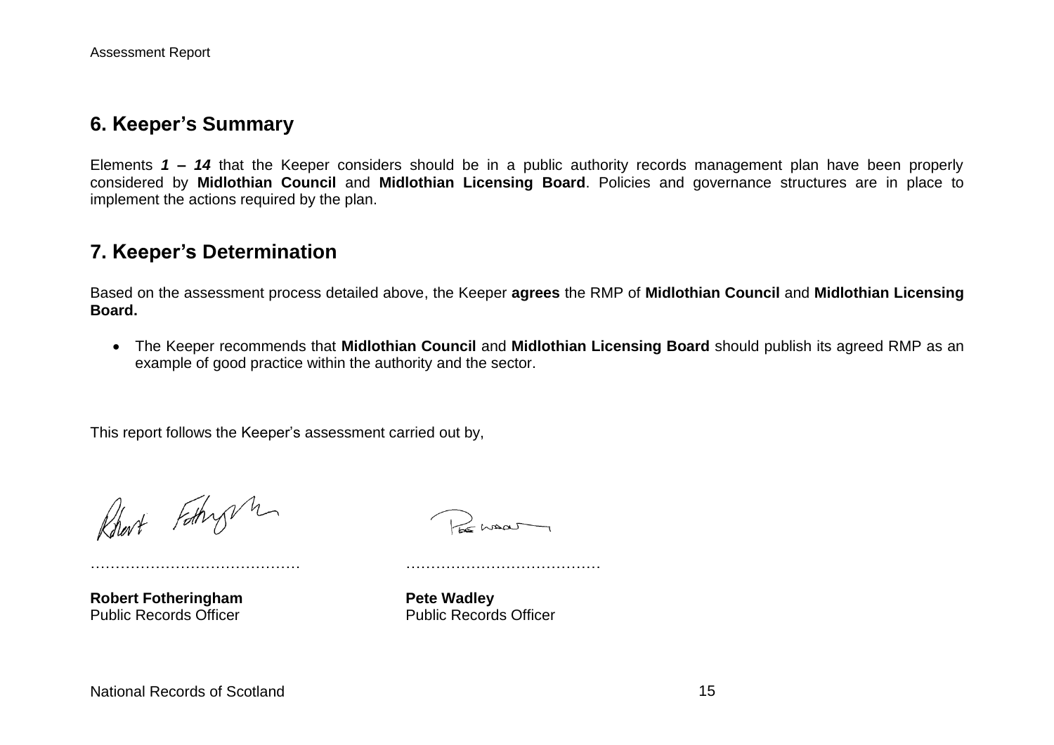## 6. Keeper's Summary

Elements ***1 – 14*** that the Keeper considers should be in a public authority records management plan have been properly considered by **Midlothian Council** and **Midlothian Licensing Board**. Policies and governance structures are in place to implement the actions required by the plan.

## 7. Keeper's Determination

Based on the assessment process detailed above, the Keeper **agrees** the RMP of **Midlothian Council** and **Midlothian Licensing Board.**

- The Keeper recommends that **Midlothian Council** and **Midlothian Licensing Board** should publish its agreed RMP as an example of good practice within the authority and the sector.

This report follows the Keeper's assessment carried out by,

| ……………………………………. | ………………………………… |
|---|---|
| **Robert Fotheringham** | **Pete Wadley** |
| Public Records Officer | Public Records Officer |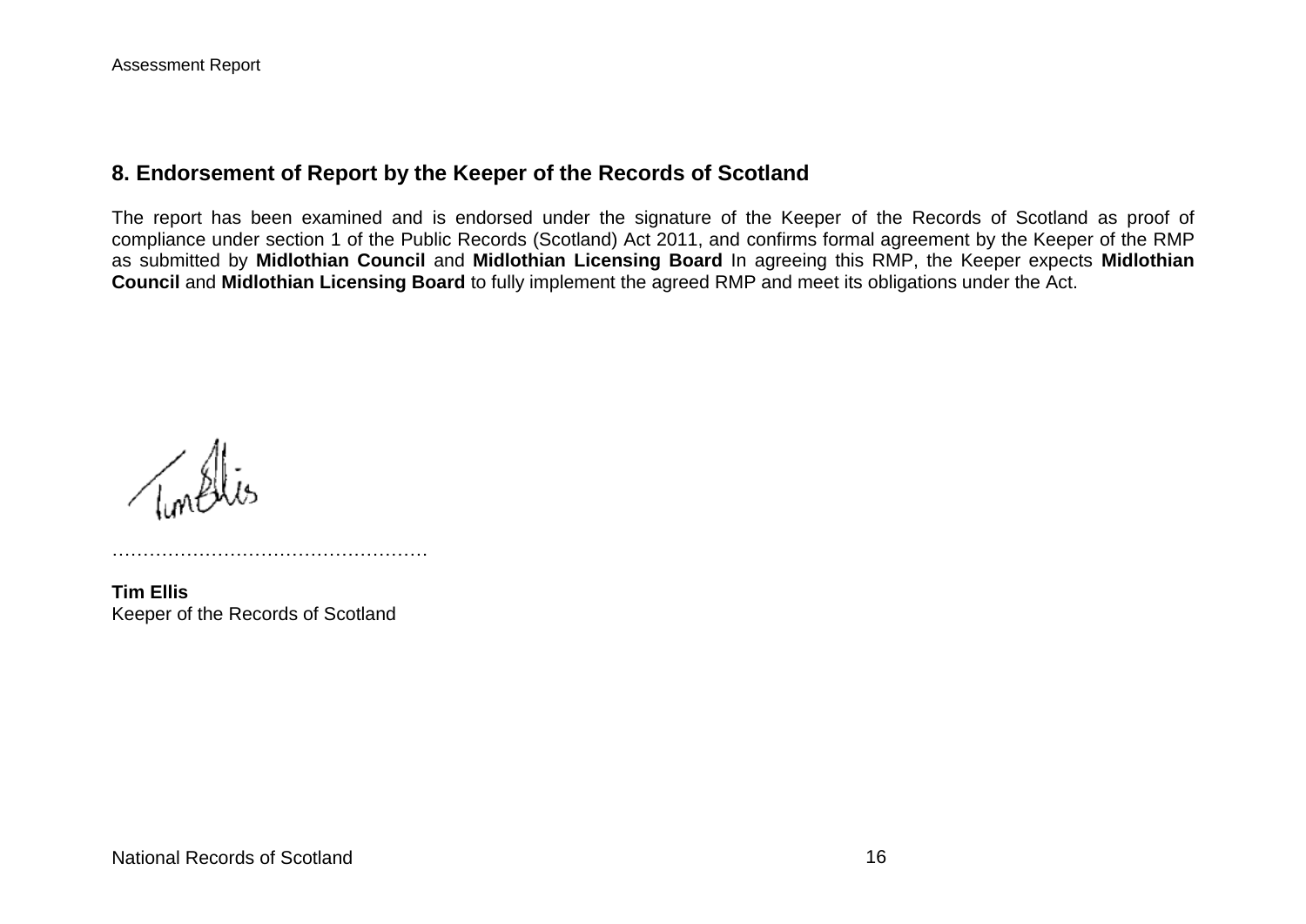## 8. Endorsement of Report by the Keeper of the Records of Scotland

The report has been examined and is endorsed under the signature of the Keeper of the Records of Scotland as proof of compliance under section 1 of the Public Records (Scotland) Act 2011, and confirms formal agreement by the Keeper of the RMP as submitted by **Midlothian Council** and **Midlothian Licensing Board** In agreeing this RMP, the Keeper expects **Midlothian Council** and **Midlothian Licensing Board** to fully implement the agreed RMP and meet its obligations under the Act.

……………………………………………

**Tim Ellis**
Keeper of the Records of Scotland